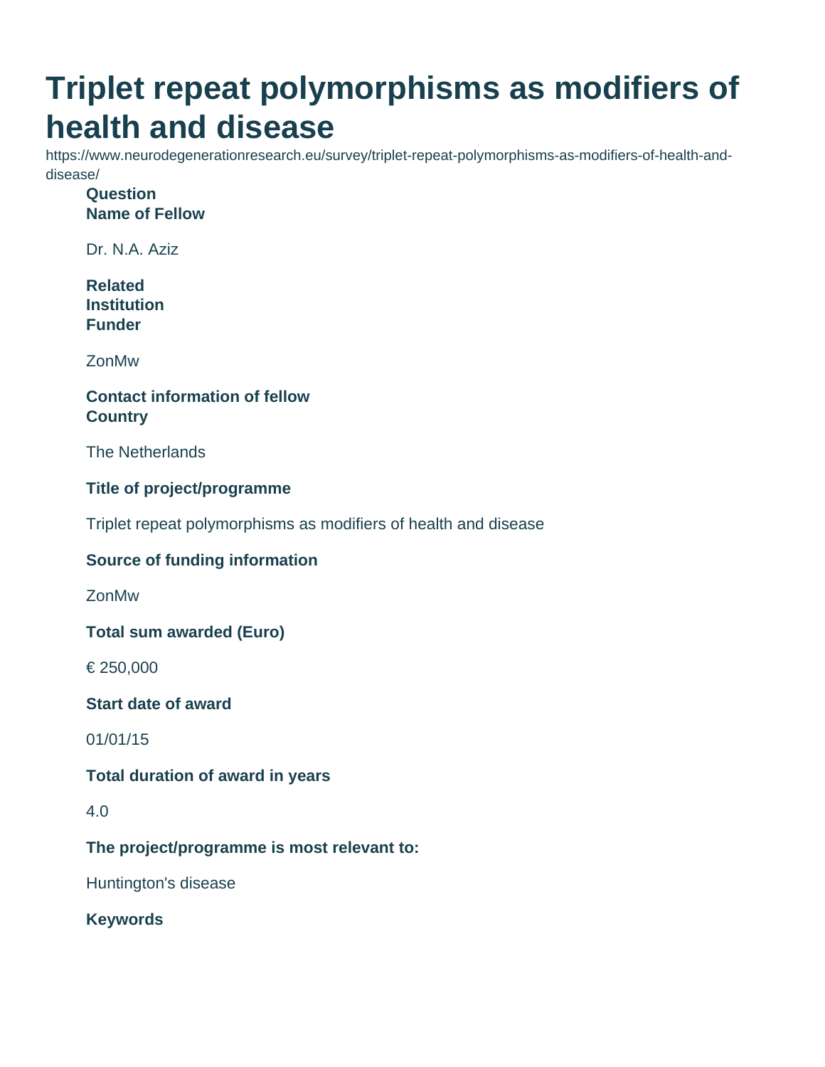# Triplet repeat polymorphisms as modifiers of health and disease

https://www.neurodegenerationresearch.eu/survey/triplet-repeat-polymorphisms-as-modifiers-of-health-and-disease/

**Question**
**Name of Fellow**

Dr. N.A. Aziz

**Related**
**Institution**
**Funder**

ZonMw

**Contact information of fellow**
**Country**

The Netherlands

**Title of project/programme**

Triplet repeat polymorphisms as modifiers of health and disease

**Source of funding information**

ZonMw

**Total sum awarded (Euro)**

€ 250,000

**Start date of award**

01/01/15

**Total duration of award in years**

4.0

**The project/programme is most relevant to:**

Huntington's disease

**Keywords**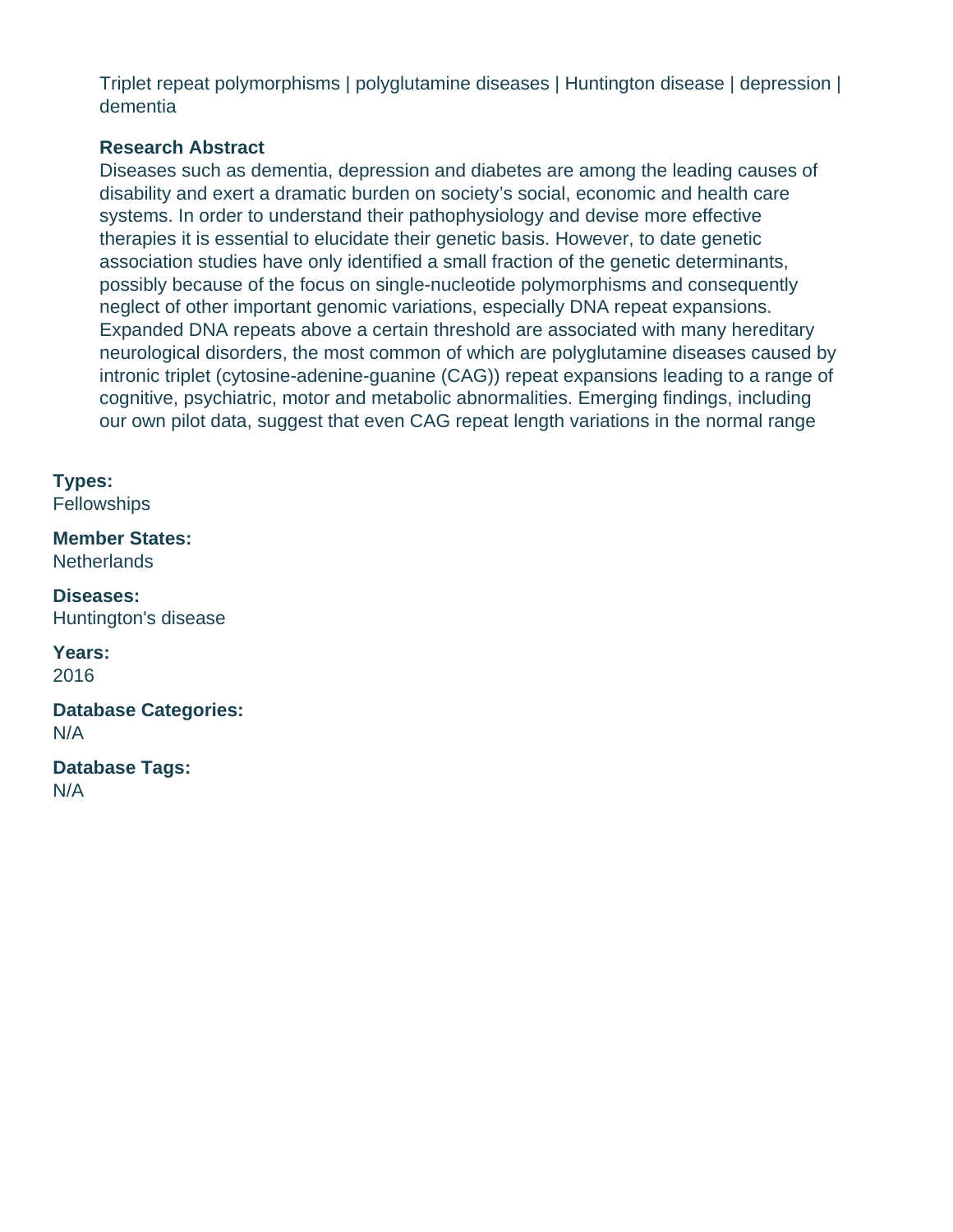Triplet repeat polymorphisms | polyglutamine diseases | Huntington disease | depression | dementia

**Research Abstract**

Diseases such as dementia, depression and diabetes are among the leading causes of disability and exert a dramatic burden on society's social, economic and health care systems. In order to understand their pathophysiology and devise more effective therapies it is essential to elucidate their genetic basis. However, to date genetic association studies have only identified a small fraction of the genetic determinants, possibly because of the focus on single-nucleotide polymorphisms and consequently neglect of other important genomic variations, especially DNA repeat expansions. Expanded DNA repeats above a certain threshold are associated with many hereditary neurological disorders, the most common of which are polyglutamine diseases caused by intronic triplet (cytosine-adenine-guanine (CAG)) repeat expansions leading to a range of cognitive, psychiatric, motor and metabolic abnormalities. Emerging findings, including our own pilot data, suggest that even CAG repeat length variations in the normal range

**Types:**
Fellowships

**Member States:**
Netherlands

**Diseases:**
Huntington's disease

**Years:**
2016

**Database Categories:**
N/A

**Database Tags:**
N/A